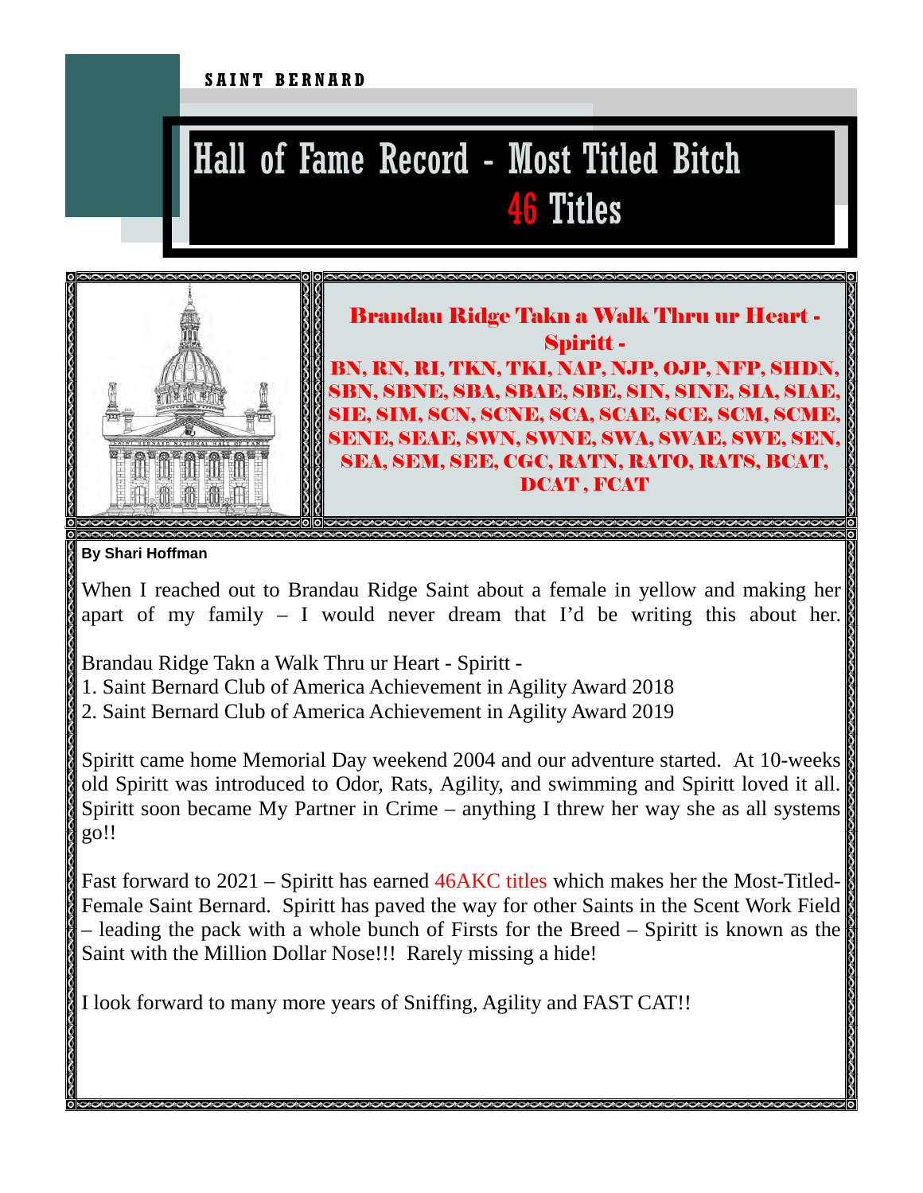SAINT BERNARD

# Hall of Fame Record - Most Titled Bitch
# 46 Titles

**Brandau Ridge Takn a Walk Thru ur Heart - Spiritt -**

**BN, RN, RI, TKN, TKI, NAP, NJP, OJP, NFP, SHDN, SBN, SBNE, SBA, SBAE, SBE, SIN, SINE, SIA, SIAE, SIE, SIM, SCN, SCNE, SCA, SCAE, SCE, SCM, SCME, SENE, SEAE, SWN, SWNE, SWA, SWAE, SWE, SEN, SEA, SEM, SEE, CGC, RATN, RATO, RATS, BCAT, DCAT , FCAT**

**By Shari Hoffman**

When I reached out to Brandau Ridge Saint about a female in yellow and making her apart of my family – I would never dream that I'd be writing this about her.

Brandau Ridge Takn a Walk Thru ur Heart - Spiritt -
1. Saint Bernard Club of America Achievement in Agility Award 2018
2. Saint Bernard Club of America Achievement in Agility Award 2019

Spiritt came home Memorial Day weekend 2004 and our adventure started. At 10-weeks old Spiritt was introduced to Odor, Rats, Agility, and swimming and Spiritt loved it all. Spiritt soon became My Partner in Crime – anything I threw her way she as all systems go!!

Fast forward to 2021 – Spiritt has earned 46AKC titles which makes her the Most-Titled-Female Saint Bernard. Spiritt has paved the way for other Saints in the Scent Work Field – leading the pack with a whole bunch of Firsts for the Breed – Spiritt is known as the Saint with the Million Dollar Nose!!! Rarely missing a hide!

I look forward to many more years of Sniffing, Agility and FAST CAT!!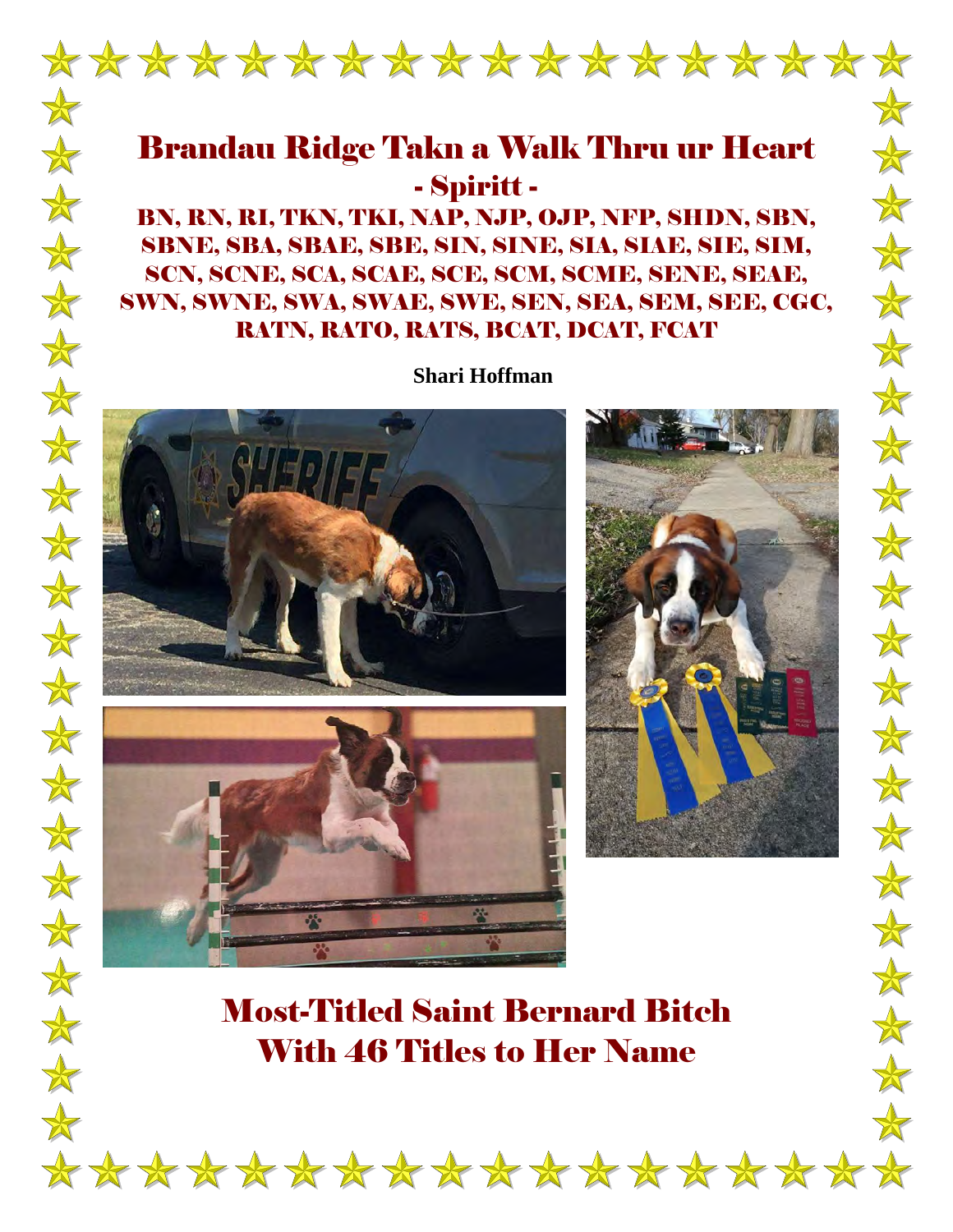# Brandau Ridge Takn a Walk Thru ur Heart

## - Spiritt -

**BN, RN, RI, TKN, TKI, NAP, NJP, OJP, NFP, SHDN, SBN, SBNE, SBA, SBAE, SBE, SIN, SINE, SIA, SIAE, SIE, SIM, SCN, SCNE, SCA, SCAE, SCE, SCM, SCME, SENE, SEAE, SWN, SWNE, SWA, SWAE, SWE, SEN, SEA, SEM, SEE, CGC, RATN, RATO, RATS, BCAT, DCAT, FCAT**

**Shari Hoffman**

## Most-Titled Saint Bernard Bitch With 46 Titles to Her Name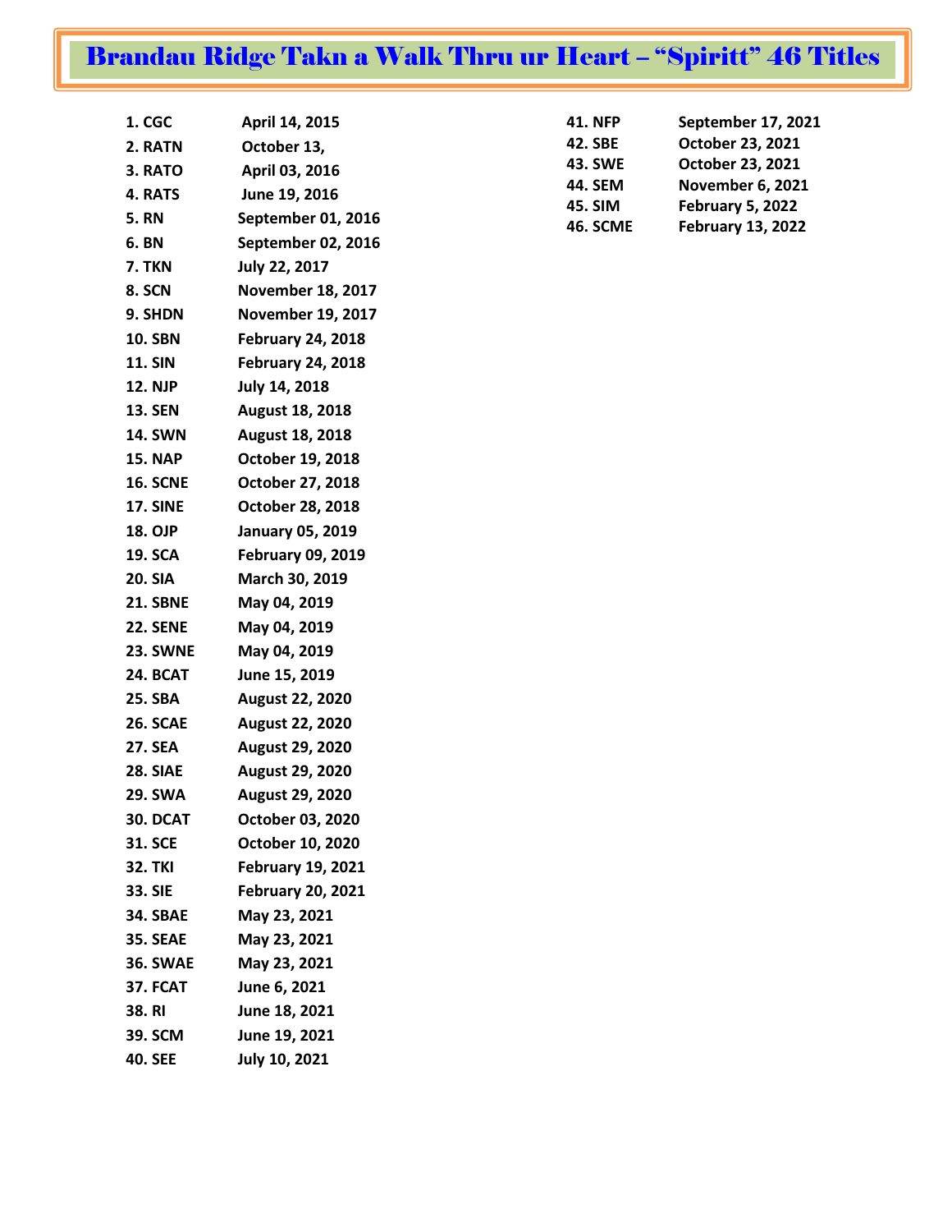# Brandau Ridge Takn a Walk Thru ur Heart – "Spiritt" 46 Titles

| | |
|---|---|
| 1. CGC | April 14, 2015 |
| 2. RATN | October 13, |
| 3. RATO | April 03, 2016 |
| 4. RATS | June 19, 2016 |
| 5. RN | September 01, 2016 |
| 6. BN | September 02, 2016 |
| 7. TKN | July 22, 2017 |
| 8. SCN | November 18, 2017 |
| 9. SHDN | November 19, 2017 |
| 10. SBN | February 24, 2018 |
| 11. SIN | February 24, 2018 |
| 12. NJP | July 14, 2018 |
| 13. SEN | August 18, 2018 |
| 14. SWN | August 18, 2018 |
| 15. NAP | October 19, 2018 |
| 16. SCNE | October 27, 2018 |
| 17. SINE | October 28, 2018 |
| 18. OJP | January 05, 2019 |
| 19. SCA | February 09, 2019 |
| 20. SIA | March 30, 2019 |
| 21. SBNE | May 04, 2019 |
| 22. SENE | May 04, 2019 |
| 23. SWNE | May 04, 2019 |
| 24. BCAT | June 15, 2019 |
| 25. SBA | August 22, 2020 |
| 26. SCAE | August 22, 2020 |
| 27. SEA | August 29, 2020 |
| 28. SIAE | August 29, 2020 |
| 29. SWA | August 29, 2020 |
| 30. DCAT | October 03, 2020 |
| 31. SCE | October 10, 2020 |
| 32. TKI | February 19, 2021 |
| 33. SIE | February 20, 2021 |
| 34. SBAE | May 23, 2021 |
| 35. SEAE | May 23, 2021 |
| 36. SWAE | May 23, 2021 |
| 37. FCAT | June 6, 2021 |
| 38. RI | June 18, 2021 |
| 39. SCM | June 19, 2021 |
| 40. SEE | July 10, 2021 |
| 41. NFP | September 17, 2021 |
| 42. SBE | October 23, 2021 |
| 43. SWE | October 23, 2021 |
| 44. SEM | November 6, 2021 |
| 45. SIM | February 5, 2022 |
| 46. SCME | February 13, 2022 |